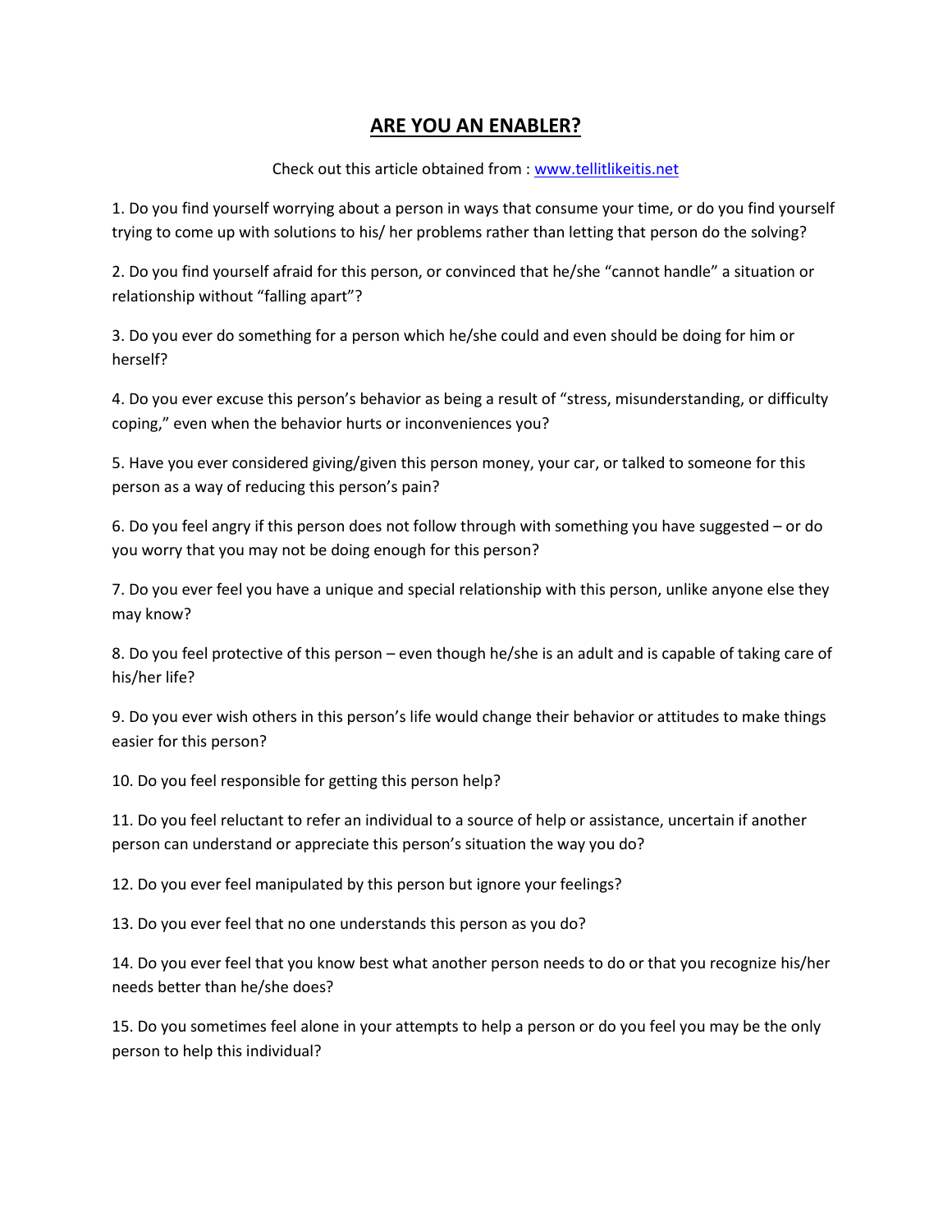# ARE YOU AN ENABLER?

Check out this article obtained from : [www.tellitlikeitis.net](www.tellitlikeitis.net)

1. Do you find yourself worrying about a person in ways that consume your time, or do you find yourself trying to come up with solutions to his/ her problems rather than letting that person do the solving?

2. Do you find yourself afraid for this person, or convinced that he/she "cannot handle" a situation or relationship without "falling apart"?

3. Do you ever do something for a person which he/she could and even should be doing for him or herself?

4. Do you ever excuse this person's behavior as being a result of "stress, misunderstanding, or difficulty coping," even when the behavior hurts or inconveniences you?

5. Have you ever considered giving/given this person money, your car, or talked to someone for this person as a way of reducing this person's pain?

6. Do you feel angry if this person does not follow through with something you have suggested – or do you worry that you may not be doing enough for this person?

7. Do you ever feel you have a unique and special relationship with this person, unlike anyone else they may know?

8. Do you feel protective of this person – even though he/she is an adult and is capable of taking care of his/her life?

9. Do you ever wish others in this person's life would change their behavior or attitudes to make things easier for this person?

10. Do you feel responsible for getting this person help?

11. Do you feel reluctant to refer an individual to a source of help or assistance, uncertain if another person can understand or appreciate this person's situation the way you do?

12. Do you ever feel manipulated by this person but ignore your feelings?

13. Do you ever feel that no one understands this person as you do?

14. Do you ever feel that you know best what another person needs to do or that you recognize his/her needs better than he/she does?

15. Do you sometimes feel alone in your attempts to help a person or do you feel you may be the only person to help this individual?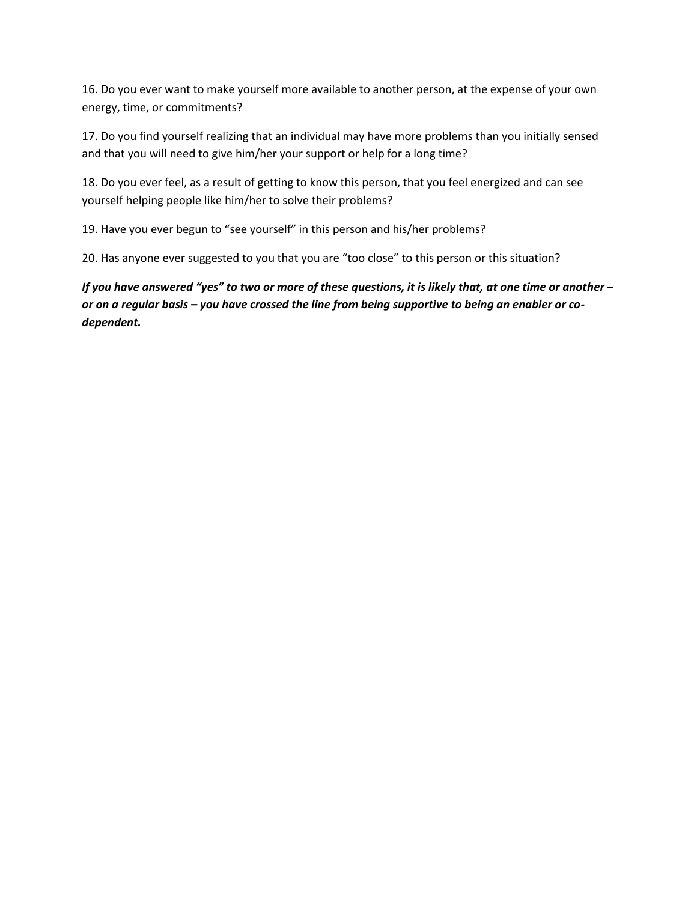16. Do you ever want to make yourself more available to another person, at the expense of your own energy, time, or commitments?

17. Do you find yourself realizing that an individual may have more problems than you initially sensed and that you will need to give him/her your support or help for a long time?

18. Do you ever feel, as a result of getting to know this person, that you feel energized and can see yourself helping people like him/her to solve their problems?

19. Have you ever begun to "see yourself" in this person and his/her problems?

20. Has anyone ever suggested to you that you are "too close" to this person or this situation?

***If you have answered "yes" to two or more of these questions, it is likely that, at one time or another – or on a regular basis – you have crossed the line from being supportive to being an enabler or co-dependent.***